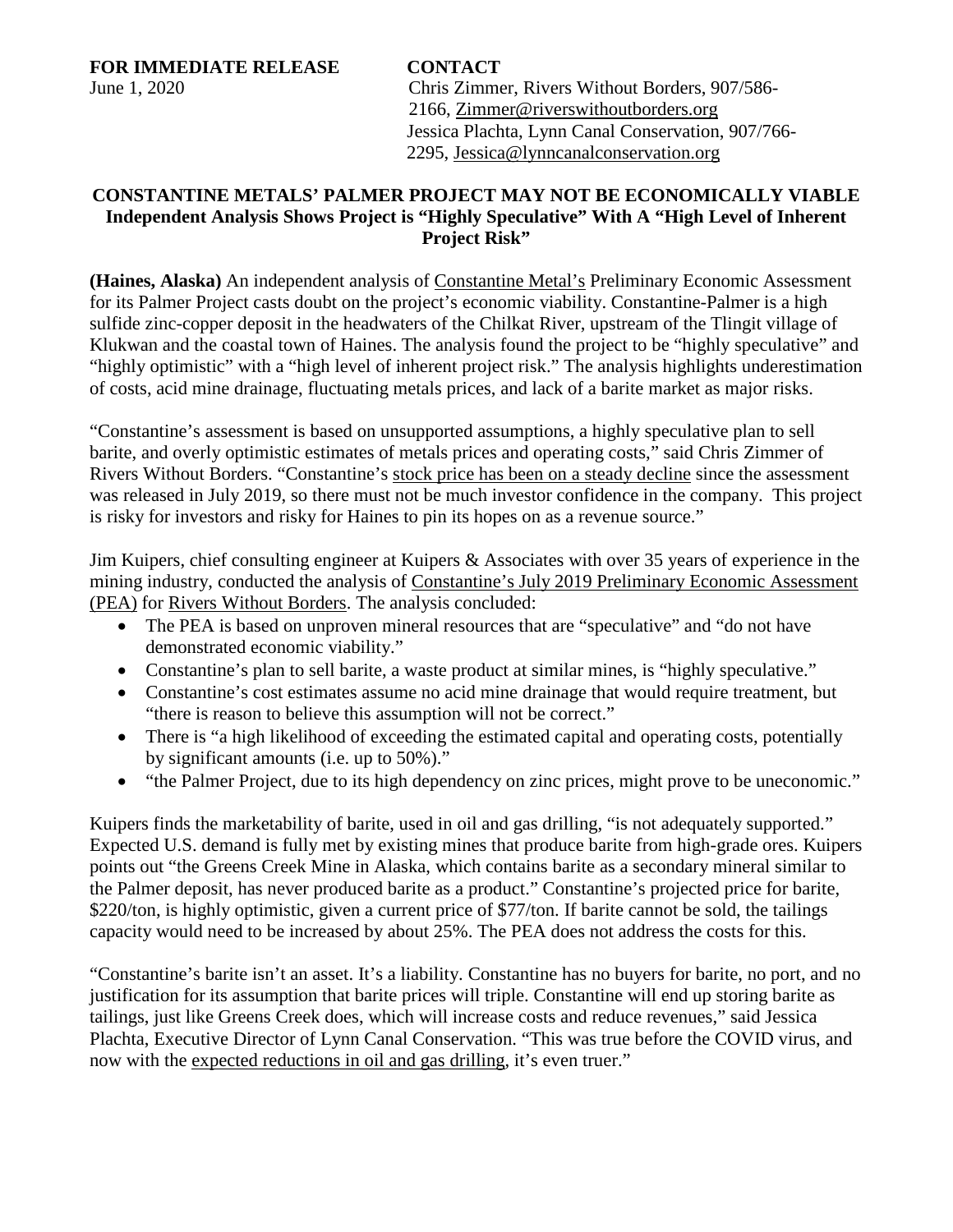**FOR IMMEDIATE RELEASE**
June 1, 2020

**CONTACT**
Chris Zimmer, Rivers Without Borders, 907/586-2166, Zimmer@riverswithoutborders.org
Jessica Plachta, Lynn Canal Conservation, 907/766-2295, Jessica@lynncanalconservation.org

## CONSTANTINE METALS' PALMER PROJECT MAY NOT BE ECONOMICALLY VIABLE

### Independent Analysis Shows Project is "Highly Speculative" With A "High Level of Inherent Project Risk"

**(Haines, Alaska)** An independent analysis of Constantine Metal's Preliminary Economic Assessment for its Palmer Project casts doubt on the project's economic viability. Constantine-Palmer is a high sulfide zinc-copper deposit in the headwaters of the Chilkat River, upstream of the Tlingit village of Klukwan and the coastal town of Haines. The analysis found the project to be "highly speculative" and "highly optimistic" with a "high level of inherent project risk." The analysis highlights underestimation of costs, acid mine drainage, fluctuating metals prices, and lack of a barite market as major risks.

"Constantine's assessment is based on unsupported assumptions, a highly speculative plan to sell barite, and overly optimistic estimates of metals prices and operating costs," said Chris Zimmer of Rivers Without Borders. "Constantine's stock price has been on a steady decline since the assessment was released in July 2019, so there must not be much investor confidence in the company. This project is risky for investors and risky for Haines to pin its hopes on as a revenue source."

Jim Kuipers, chief consulting engineer at Kuipers & Associates with over 35 years of experience in the mining industry, conducted the analysis of Constantine's July 2019 Preliminary Economic Assessment (PEA) for Rivers Without Borders. The analysis concluded:

- The PEA is based on unproven mineral resources that are "speculative" and "do not have demonstrated economic viability."
- Constantine's plan to sell barite, a waste product at similar mines, is "highly speculative."
- Constantine's cost estimates assume no acid mine drainage that would require treatment, but "there is reason to believe this assumption will not be correct."
- There is "a high likelihood of exceeding the estimated capital and operating costs, potentially by significant amounts (i.e. up to 50%)."
- "the Palmer Project, due to its high dependency on zinc prices, might prove to be uneconomic."

Kuipers finds the marketability of barite, used in oil and gas drilling, "is not adequately supported." Expected U.S. demand is fully met by existing mines that produce barite from high-grade ores. Kuipers points out "the Greens Creek Mine in Alaska, which contains barite as a secondary mineral similar to the Palmer deposit, has never produced barite as a product." Constantine's projected price for barite, \$220/ton, is highly optimistic, given a current price of \$77/ton. If barite cannot be sold, the tailings capacity would need to be increased by about 25%. The PEA does not address the costs for this.

"Constantine's barite isn't an asset. It's a liability. Constantine has no buyers for barite, no port, and no justification for its assumption that barite prices will triple. Constantine will end up storing barite as tailings, just like Greens Creek does, which will increase costs and reduce revenues," said Jessica Plachta, Executive Director of Lynn Canal Conservation. "This was true before the COVID virus, and now with the expected reductions in oil and gas drilling, it's even truer."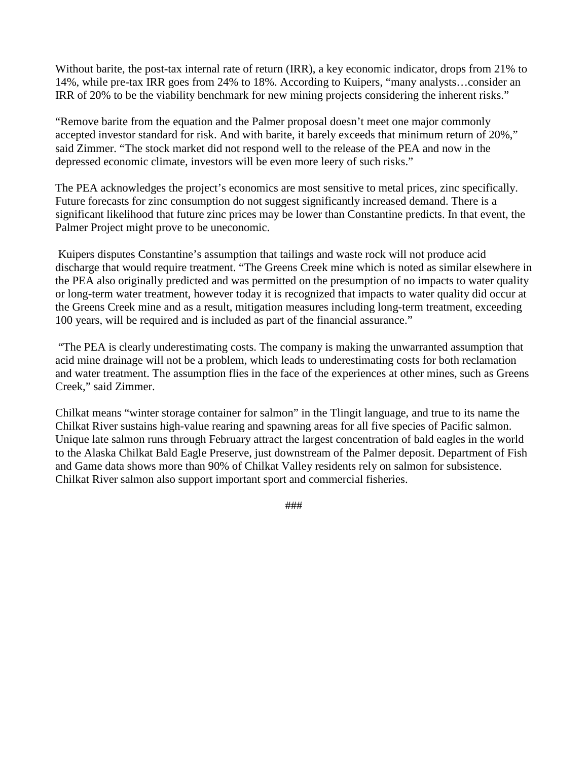Without barite, the post-tax internal rate of return (IRR), a key economic indicator, drops from 21% to 14%, while pre-tax IRR goes from 24% to 18%. According to Kuipers, "many analysts…consider an IRR of 20% to be the viability benchmark for new mining projects considering the inherent risks."

"Remove barite from the equation and the Palmer proposal doesn't meet one major commonly accepted investor standard for risk. And with barite, it barely exceeds that minimum return of 20%," said Zimmer. "The stock market did not respond well to the release of the PEA and now in the depressed economic climate, investors will be even more leery of such risks."

The PEA acknowledges the project's economics are most sensitive to metal prices, zinc specifically. Future forecasts for zinc consumption do not suggest significantly increased demand. There is a significant likelihood that future zinc prices may be lower than Constantine predicts. In that event, the Palmer Project might prove to be uneconomic.

Kuipers disputes Constantine's assumption that tailings and waste rock will not produce acid discharge that would require treatment. "The Greens Creek mine which is noted as similar elsewhere in the PEA also originally predicted and was permitted on the presumption of no impacts to water quality or long-term water treatment, however today it is recognized that impacts to water quality did occur at the Greens Creek mine and as a result, mitigation measures including long-term treatment, exceeding 100 years, will be required and is included as part of the financial assurance."

"The PEA is clearly underestimating costs. The company is making the unwarranted assumption that acid mine drainage will not be a problem, which leads to underestimating costs for both reclamation and water treatment. The assumption flies in the face of the experiences at other mines, such as Greens Creek," said Zimmer.

Chilkat means "winter storage container for salmon" in the Tlingit language, and true to its name the Chilkat River sustains high-value rearing and spawning areas for all five species of Pacific salmon. Unique late salmon runs through February attract the largest concentration of bald eagles in the world to the Alaska Chilkat Bald Eagle Preserve, just downstream of the Palmer deposit. Department of Fish and Game data shows more than 90% of Chilkat Valley residents rely on salmon for subsistence. Chilkat River salmon also support important sport and commercial fisheries.

###